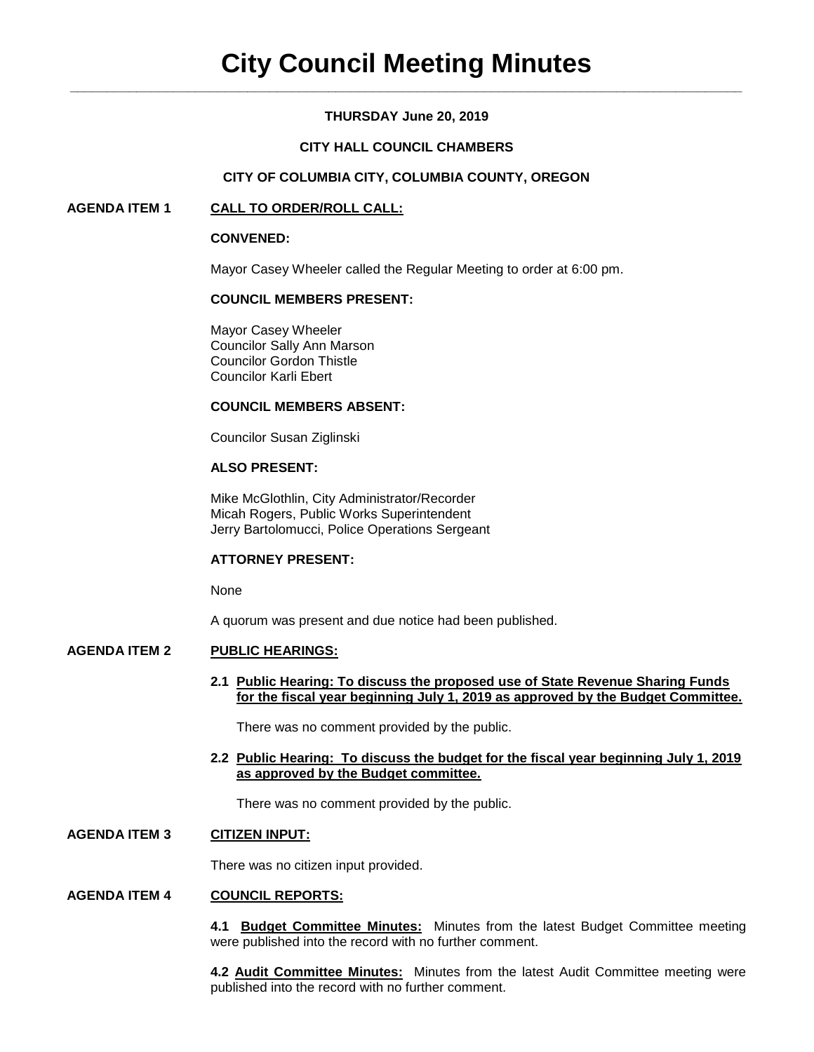# City Council Meeting Minutes

**THURSDAY June 20, 2019**

**CITY HALL COUNCIL CHAMBERS**

**CITY OF COLUMBIA CITY, COLUMBIA COUNTY, OREGON**

**AGENDA ITEM 1** **CALL TO ORDER/ROLL CALL:**

**CONVENED:**

Mayor Casey Wheeler called the Regular Meeting to order at 6:00 pm.

**COUNCIL MEMBERS PRESENT:**

Mayor Casey Wheeler
Councilor Sally Ann Marson
Councilor Gordon Thistle
Councilor Karli Ebert

**COUNCIL MEMBERS ABSENT:**

Councilor Susan Ziglinski

**ALSO PRESENT:**

Mike McGlothlin, City Administrator/Recorder
Micah Rogers, Public Works Superintendent
Jerry Bartolomucci, Police Operations Sergeant

**ATTORNEY PRESENT:**

None

A quorum was present and due notice had been published.

**AGENDA ITEM 2** **PUBLIC HEARINGS:**

**2.1 Public Hearing: To discuss the proposed use of State Revenue Sharing Funds for the fiscal year beginning July 1, 2019 as approved by the Budget Committee.**

There was no comment provided by the public.

**2.2 Public Hearing: To discuss the budget for the fiscal year beginning July 1, 2019 as approved by the Budget committee.**

There was no comment provided by the public.

**AGENDA ITEM 3** **CITIZEN INPUT:**

There was no citizen input provided.

**AGENDA ITEM 4** **COUNCIL REPORTS:**

**4.1 Budget Committee Minutes:** Minutes from the latest Budget Committee meeting were published into the record with no further comment.

**4.2 Audit Committee Minutes:** Minutes from the latest Audit Committee meeting were published into the record with no further comment.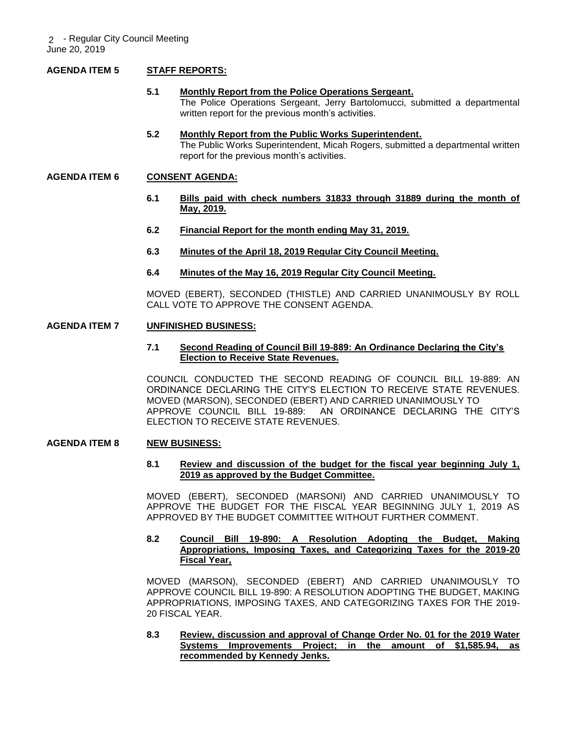## AGENDA ITEM 5 STAFF REPORTS:

**5.1 Monthly Report from the Police Operations Sergeant.**
The Police Operations Sergeant, Jerry Bartolomucci, submitted a departmental written report for the previous month's activities.

**5.2 Monthly Report from the Public Works Superintendent.**
The Public Works Superintendent, Micah Rogers, submitted a departmental written report for the previous month's activities.

## AGENDA ITEM 6 CONSENT AGENDA:

**6.1 Bills paid with check numbers 31833 through 31889 during the month of May, 2019.**

**6.2 Financial Report for the month ending May 31, 2019.**

**6.3 Minutes of the April 18, 2019 Regular City Council Meeting.**

**6.4 Minutes of the May 16, 2019 Regular City Council Meeting.**

MOVED (EBERT), SECONDED (THISTLE) AND CARRIED UNANIMOUSLY BY ROLL CALL VOTE TO APPROVE THE CONSENT AGENDA.

## AGENDA ITEM 7 UNFINISHED BUSINESS:

**7.1 Second Reading of Council Bill 19-889: An Ordinance Declaring the City's Election to Receive State Revenues.**

COUNCIL CONDUCTED THE SECOND READING OF COUNCIL BILL 19-889: AN ORDINANCE DECLARING THE CITY'S ELECTION TO RECEIVE STATE REVENUES. MOVED (MARSON), SECONDED (EBERT) AND CARRIED UNANIMOUSLY TO APPROVE COUNCIL BILL 19-889: AN ORDINANCE DECLARING THE CITY'S ELECTION TO RECEIVE STATE REVENUES.

## AGENDA ITEM 8 NEW BUSINESS:

**8.1 Review and discussion of the budget for the fiscal year beginning July 1, 2019 as approved by the Budget Committee.**

MOVED (EBERT), SECONDED (MARSONI) AND CARRIED UNANIMOUSLY TO APPROVE THE BUDGET FOR THE FISCAL YEAR BEGINNING JULY 1, 2019 AS APPROVED BY THE BUDGET COMMITTEE WITHOUT FURTHER COMMENT.

**8.2 Council Bill 19-890: A Resolution Adopting the Budget, Making Appropriations, Imposing Taxes, and Categorizing Taxes for the 2019-20 Fiscal Year,**

MOVED (MARSON), SECONDED (EBERT) AND CARRIED UNANIMOUSLY TO APPROVE COUNCIL BILL 19-890: A RESOLUTION ADOPTING THE BUDGET, MAKING APPROPRIATIONS, IMPOSING TAXES, AND CATEGORIZING TAXES FOR THE 2019-20 FISCAL YEAR.

**8.3 Review, discussion and approval of Change Order No. 01 for the 2019 Water Systems Improvements Project; in the amount of $1,585.94, as recommended by Kennedy Jenks.**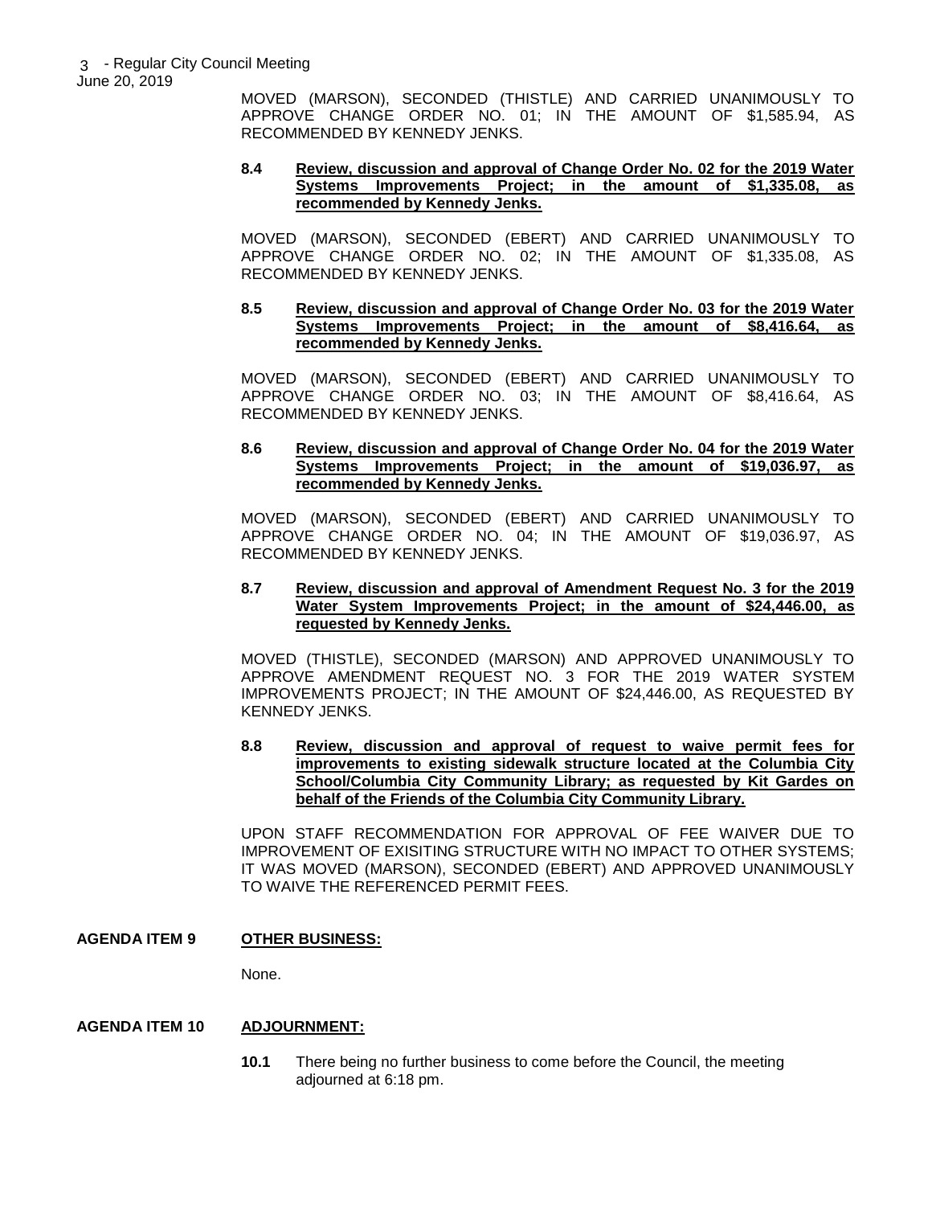MOVED (MARSON), SECONDED (THISTLE) AND CARRIED UNANIMOUSLY TO APPROVE CHANGE ORDER NO. 01; IN THE AMOUNT OF $1,585.94, AS RECOMMENDED BY KENNEDY JENKS.

**8.4 Review, discussion and approval of Change Order No. 02 for the 2019 Water Systems Improvements Project; in the amount of $1,335.08, as recommended by Kennedy Jenks.**

MOVED (MARSON), SECONDED (EBERT) AND CARRIED UNANIMOUSLY TO APPROVE CHANGE ORDER NO. 02; IN THE AMOUNT OF $1,335.08, AS RECOMMENDED BY KENNEDY JENKS.

**8.5 Review, discussion and approval of Change Order No. 03 for the 2019 Water Systems Improvements Project; in the amount of $8,416.64, as recommended by Kennedy Jenks.**

MOVED (MARSON), SECONDED (EBERT) AND CARRIED UNANIMOUSLY TO APPROVE CHANGE ORDER NO. 03; IN THE AMOUNT OF $8,416.64, AS RECOMMENDED BY KENNEDY JENKS.

**8.6 Review, discussion and approval of Change Order No. 04 for the 2019 Water Systems Improvements Project; in the amount of $19,036.97, as recommended by Kennedy Jenks.**

MOVED (MARSON), SECONDED (EBERT) AND CARRIED UNANIMOUSLY TO APPROVE CHANGE ORDER NO. 04; IN THE AMOUNT OF $19,036.97, AS RECOMMENDED BY KENNEDY JENKS.

**8.7 Review, discussion and approval of Amendment Request No. 3 for the 2019 Water System Improvements Project; in the amount of $24,446.00, as requested by Kennedy Jenks.**

MOVED (THISTLE), SECONDED (MARSON) AND APPROVED UNANIMOUSLY TO APPROVE AMENDMENT REQUEST NO. 3 FOR THE 2019 WATER SYSTEM IMPROVEMENTS PROJECT; IN THE AMOUNT OF $24,446.00, AS REQUESTED BY KENNEDY JENKS.

**8.8 Review, discussion and approval of request to waive permit fees for improvements to existing sidewalk structure located at the Columbia City School/Columbia City Community Library; as requested by Kit Gardes on behalf of the Friends of the Columbia City Community Library.**

UPON STAFF RECOMMENDATION FOR APPROVAL OF FEE WAIVER DUE TO IMPROVEMENT OF EXISITING STRUCTURE WITH NO IMPACT TO OTHER SYSTEMS; IT WAS MOVED (MARSON), SECONDED (EBERT) AND APPROVED UNANIMOUSLY TO WAIVE THE REFERENCED PERMIT FEES.

**AGENDA ITEM 9 OTHER BUSINESS:**

None.

**AGENDA ITEM 10 ADJOURNMENT:**

**10.1** There being no further business to come before the Council, the meeting adjourned at 6:18 pm.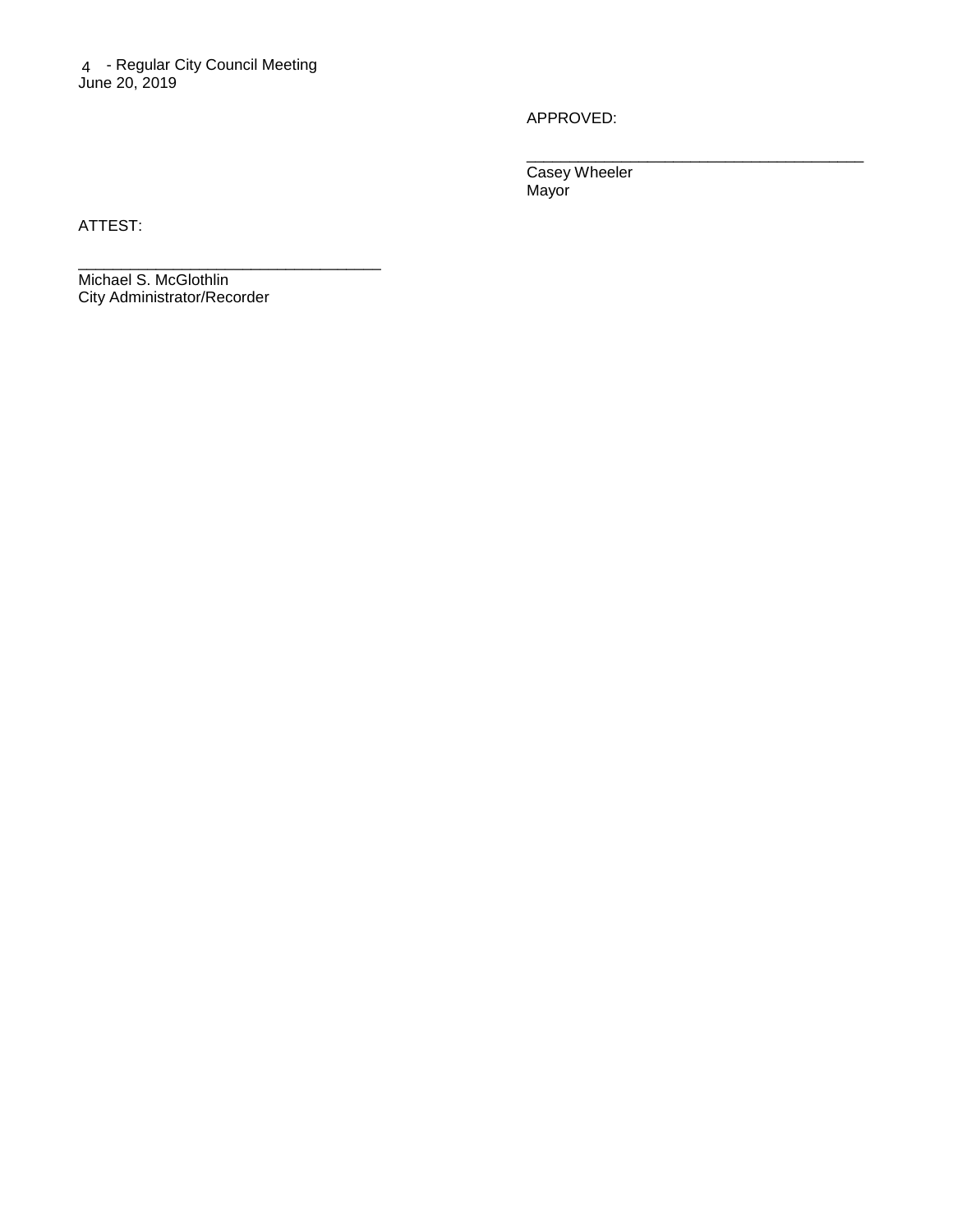APPROVED:

\_\_\_\_\_\_\_\_\_\_\_\_\_\_\_\_\_\_\_\_\_\_\_\_\_\_\_\_\_\_\_\_\_\_\_\_\_\_\_\_
Casey Wheeler
Mayor

ATTEST:

\_\_\_\_\_\_\_\_\_\_\_\_\_\_\_\_\_\_\_\_\_\_\_\_\_\_\_\_\_\_\_\_\_\_\_\_
Michael S. McGlothlin
City Administrator/Recorder